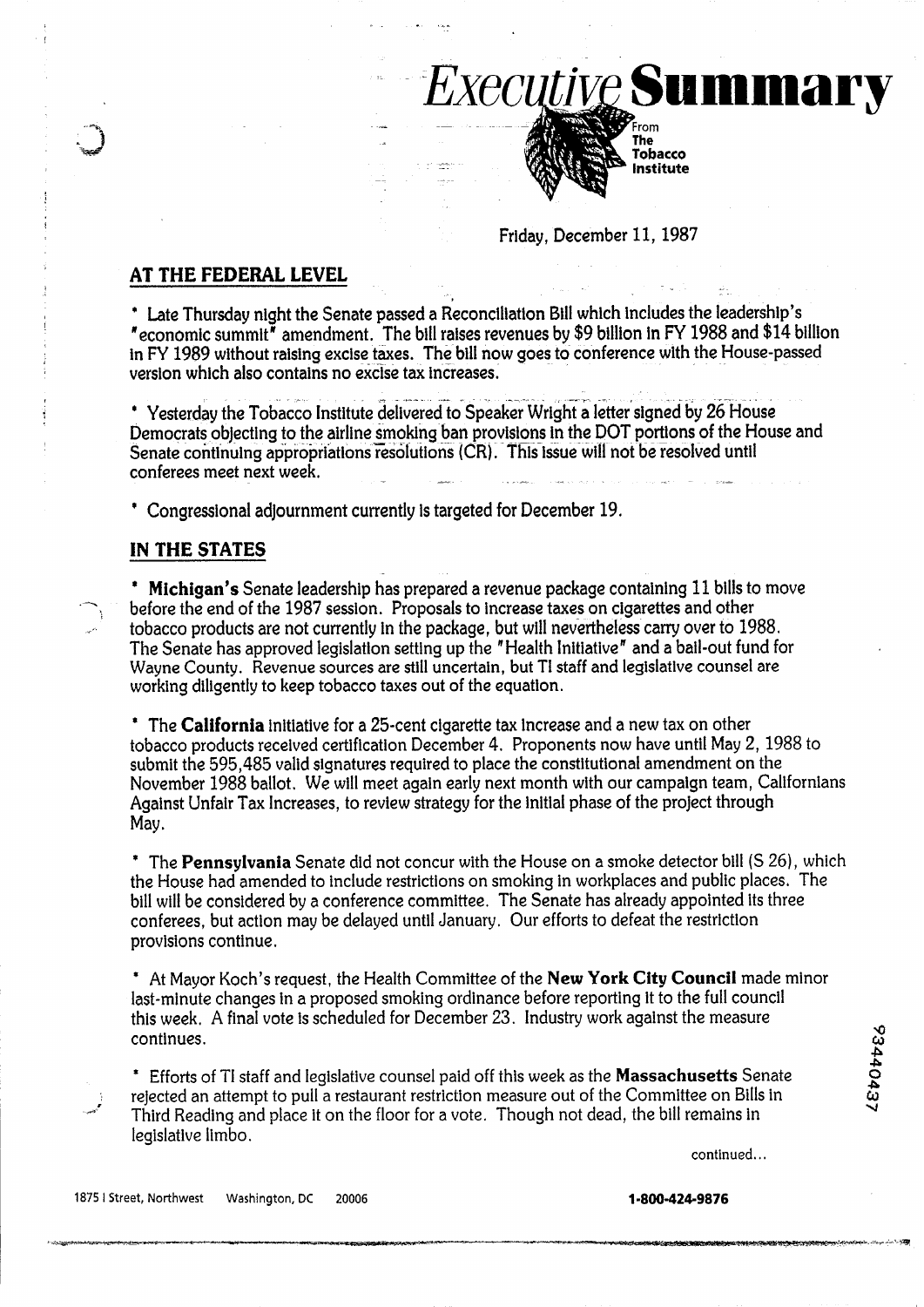# *Executive* Summary

From The Tobacco Institute

Friday, December 11, 1987

## AT THE FEDERAL LEVEL

* Late Thursday night the Senate passed a Reconciliation Bill which includes the leadership's "economic summit" amendment. The bill raises revenues by $9 billion in FY 1988 and $14 billion in FY 1989 without raising excise taxes. The bill now goes to conference with the House-passed version which also contains no excise tax increases.

* Yesterday the Tobacco Institute delivered to Speaker Wright a letter signed by 26 House Democrats objecting to the airline smoking ban provisions in the DOT portions of the House and Senate continuing appropriations resolutions (CR). This issue will not be resolved until conferees meet next week.

* Congressional adjournment currently is targeted for December 19.

## IN THE STATES

* **Michigan's** Senate leadership has prepared a revenue package containing 11 bills to move before the end of the 1987 session. Proposals to increase taxes on cigarettes and other tobacco products are not currently in the package, but will nevertheless carry over to 1988. The Senate has approved legislation setting up the "Health Initiative" and a bail-out fund for Wayne County. Revenue sources are still uncertain, but TI staff and legislative counsel are working diligently to keep tobacco taxes out of the equation.

* The **California** initiative for a 25-cent cigarette tax increase and a new tax on other tobacco products received certification December 4. Proponents now have until May 2, 1988 to submit the 595,485 valid signatures required to place the constitutional amendment on the November 1988 ballot. We will meet again early next month with our campaign team, Californians Against Unfair Tax Increases, to review strategy for the initial phase of the project through May.

* The **Pennsylvania** Senate did not concur with the House on a smoke detector bill (S 26), which the House had amended to include restrictions on smoking in workplaces and public places. The bill will be considered by a conference committee. The Senate has already appointed its three conferees, but action may be delayed until January. Our efforts to defeat the restriction provisions continue.

* At Mayor Koch's request, the Health Committee of the **New York City Council** made minor last-minute changes in a proposed smoking ordinance before reporting it to the full council this week. A final vote is scheduled for December 23. Industry work against the measure continues.

* Efforts of TI staff and legislative counsel paid off this week as the **Massachusetts** Senate rejected an attempt to pull a restaurant restriction measure out of the Committee on Bills in Third Reading and place it on the floor for a vote. Though not dead, the bill remains in legislative limbo.

continued...

1875 I Street, Northwest Washington, DC 20006 **1-800-424-9876**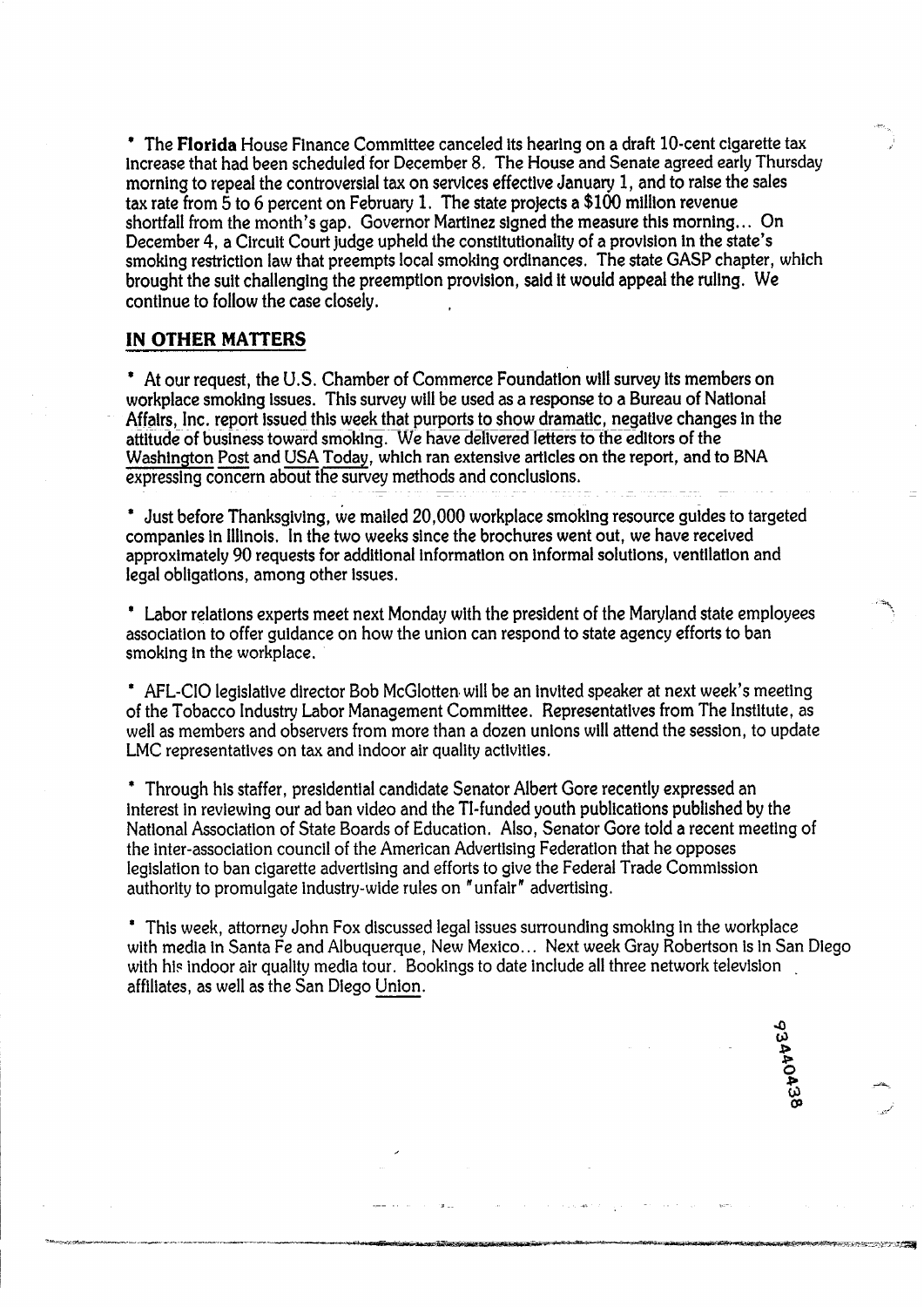* The **Florida** House Finance Committee canceled its hearing on a draft 10-cent cigarette tax increase that had been scheduled for December 8. The House and Senate agreed early Thursday morning to repeal the controversial tax on services effective January 1, and to raise the sales tax rate from 5 to 6 percent on February 1. The state projects a $100 million revenue shortfall from the month's gap. Governor Martinez signed the measure this morning... On December 4, a Circuit Court judge upheld the constitutionality of a provision in the state's smoking restriction law that preempts local smoking ordinances. The state GASP chapter, which brought the suit challenging the preemption provision, said it would appeal the ruling. We continue to follow the case closely.

## IN OTHER MATTERS

* At our request, the U.S. Chamber of Commerce Foundation will survey its members on workplace smoking issues. This survey will be used as a response to a Bureau of National Affairs, Inc. report issued this week that purports to show dramatic, negative changes in the attitude of business toward smoking. We have delivered letters to the editors of the Washington Post and USA Today, which ran extensive articles on the report, and to BNA expressing concern about the survey methods and conclusions.

* Just before Thanksgiving, we mailed 20,000 workplace smoking resource guides to targeted companies in Illinois. In the two weeks since the brochures went out, we have received approximately 90 requests for additional information on informal solutions, ventilation and legal obligations, among other issues.

* Labor relations experts meet next Monday with the president of the Maryland state employees association to offer guidance on how the union can respond to state agency efforts to ban smoking in the workplace.

* AFL-CIO legislative director Bob McGlotten will be an invited speaker at next week's meeting of the Tobacco Industry Labor Management Committee. Representatives from The Institute, as well as members and observers from more than a dozen unions will attend the session, to update LMC representatives on tax and indoor air quality activities.

* Through his staffer, presidential candidate Senator Albert Gore recently expressed an interest in reviewing our ad ban video and the TI-funded youth publications published by the National Association of State Boards of Education. Also, Senator Gore told a recent meeting of the inter-association council of the American Advertising Federation that he opposes legislation to ban cigarette advertising and efforts to give the Federal Trade Commission authority to promulgate industry-wide rules on "unfair" advertising.

* This week, attorney John Fox discussed legal issues surrounding smoking in the workplace with media in Santa Fe and Albuquerque, New Mexico... Next week Gray Robertson is in San Diego with his indoor air quality media tour. Bookings to date include all three network television affiliates, as well as the San Diego Union.

93440438